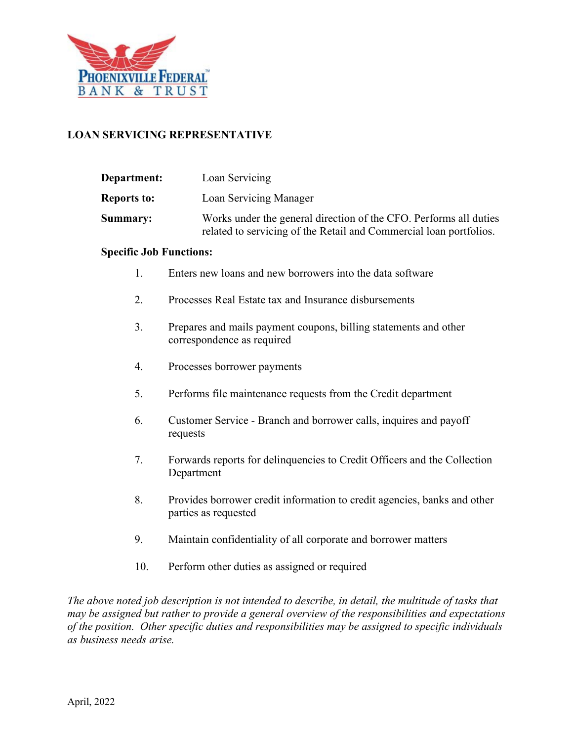PHOENIXVILLE FEDERAL
BANK & TRUST

# LOAN SERVICING REPRESENTATIVE

**Department:** Loan Servicing

**Reports to:** Loan Servicing Manager

**Summary:** Works under the general direction of the CFO. Performs all duties related to servicing of the Retail and Commercial loan portfolios.

**Specific Job Functions:**

1. Enters new loans and new borrowers into the data software
2. Processes Real Estate tax and Insurance disbursements
3. Prepares and mails payment coupons, billing statements and other correspondence as required
4. Processes borrower payments
5. Performs file maintenance requests from the Credit department
6. Customer Service - Branch and borrower calls, inquires and payoff requests
7. Forwards reports for delinquencies to Credit Officers and the Collection Department
8. Provides borrower credit information to credit agencies, banks and other parties as requested
9. Maintain confidentiality of all corporate and borrower matters
10. Perform other duties as assigned or required

*The above noted job description is not intended to describe, in detail, the multitude of tasks that may be assigned but rather to provide a general overview of the responsibilities and expectations of the position. Other specific duties and responsibilities may be assigned to specific individuals as business needs arise.*

April, 2022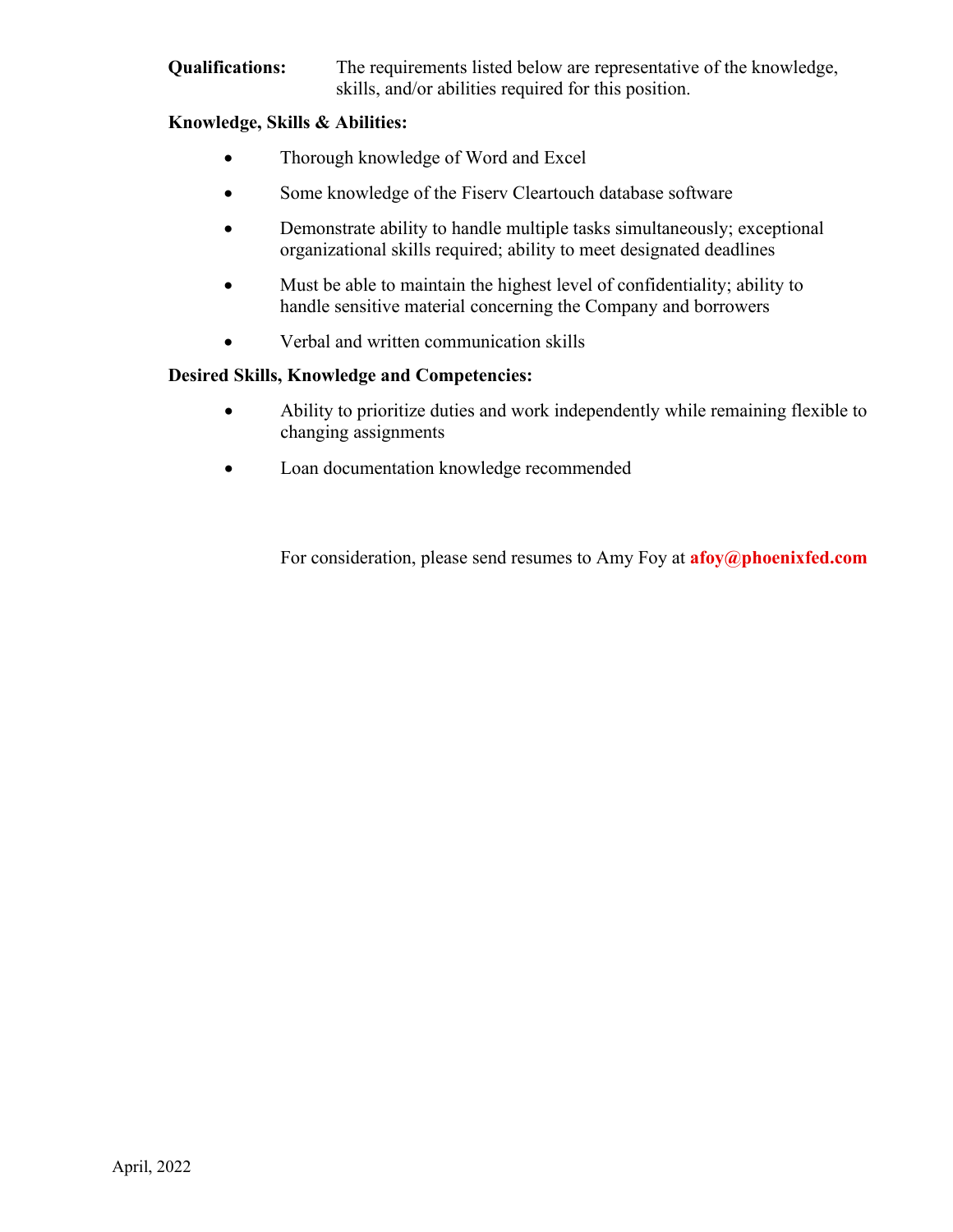**Qualifications:** The requirements listed below are representative of the knowledge, skills, and/or abilities required for this position.

**Knowledge, Skills & Abilities:**

- Thorough knowledge of Word and Excel
- Some knowledge of the Fiserv Cleartouch database software
- Demonstrate ability to handle multiple tasks simultaneously; exceptional organizational skills required; ability to meet designated deadlines
- Must be able to maintain the highest level of confidentiality; ability to handle sensitive material concerning the Company and borrowers
- Verbal and written communication skills

**Desired Skills, Knowledge and Competencies:**

- Ability to prioritize duties and work independently while remaining flexible to changing assignments
- Loan documentation knowledge recommended

For consideration, please send resumes to Amy Foy at **afoy@phoenixfed.com**

April, 2022